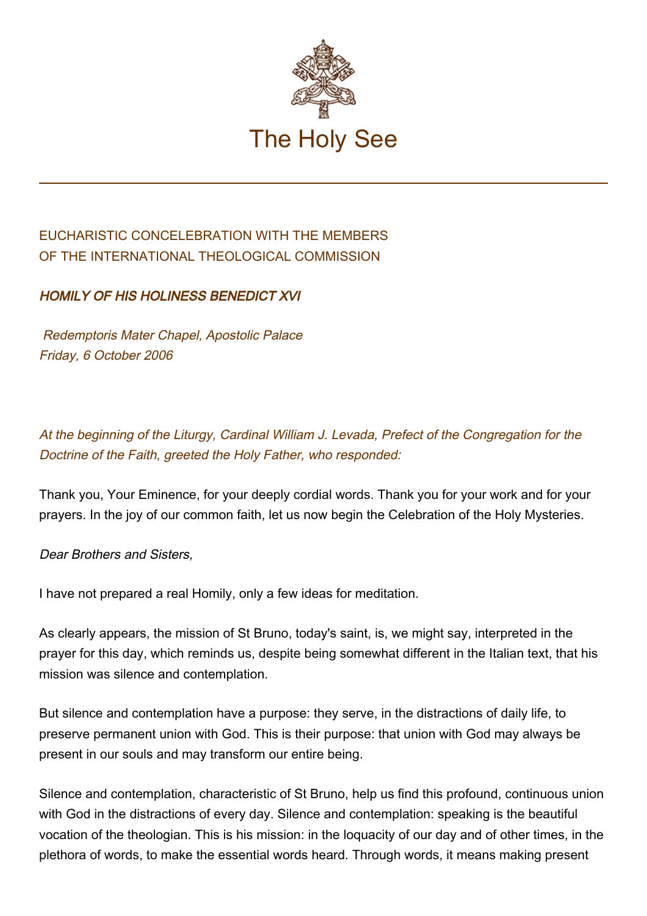# The Holy See

EUCHARISTIC CONCELEBRATION WITH THE MEMBERS
OF THE INTERNATIONAL THEOLOGICAL COMMISSION

***HOMILY OF HIS HOLINESS BENEDICT XVI***

*Redemptoris Mater Chapel, Apostolic Palace*
*Friday, 6 October 2006*

*At the beginning of the Liturgy, Cardinal William J. Levada, Prefect of the Congregation for the Doctrine of the Faith, greeted the Holy Father, who responded:*

Thank you, Your Eminence, for your deeply cordial words. Thank you for your work and for your prayers. In the joy of our common faith, let us now begin the Celebration of the Holy Mysteries.

*Dear Brothers and Sisters,*

I have not prepared a real Homily, only a few ideas for meditation.

As clearly appears, the mission of St Bruno, today's saint, is, we might say, interpreted in the prayer for this day, which reminds us, despite being somewhat different in the Italian text, that his mission was silence and contemplation.

But silence and contemplation have a purpose: they serve, in the distractions of daily life, to preserve permanent union with God. This is their purpose: that union with God may always be present in our souls and may transform our entire being.

Silence and contemplation, characteristic of St Bruno, help us find this profound, continuous union with God in the distractions of every day. Silence and contemplation: speaking is the beautiful vocation of the theologian. This is his mission: in the loquacity of our day and of other times, in the plethora of words, to make the essential words heard. Through words, it means making present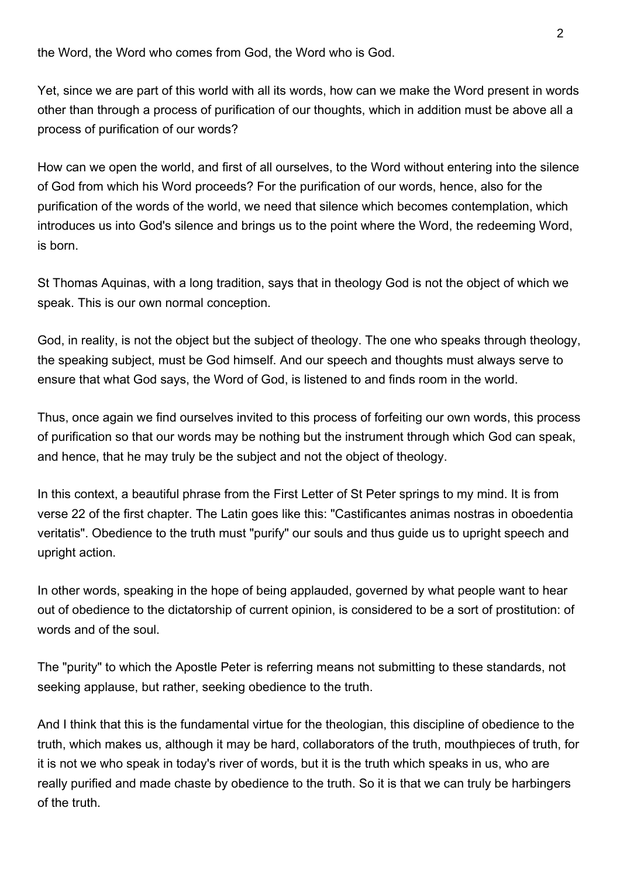the Word, the Word who comes from God, the Word who is God.

Yet, since we are part of this world with all its words, how can we make the Word present in words other than through a process of purification of our thoughts, which in addition must be above all a process of purification of our words?

How can we open the world, and first of all ourselves, to the Word without entering into the silence of God from which his Word proceeds? For the purification of our words, hence, also for the purification of the words of the world, we need that silence which becomes contemplation, which introduces us into God's silence and brings us to the point where the Word, the redeeming Word, is born.

St Thomas Aquinas, with a long tradition, says that in theology God is not the object of which we speak. This is our own normal conception.

God, in reality, is not the object but the subject of theology. The one who speaks through theology, the speaking subject, must be God himself. And our speech and thoughts must always serve to ensure that what God says, the Word of God, is listened to and finds room in the world.

Thus, once again we find ourselves invited to this process of forfeiting our own words, this process of purification so that our words may be nothing but the instrument through which God can speak, and hence, that he may truly be the subject and not the object of theology.

In this context, a beautiful phrase from the First Letter of St Peter springs to my mind. It is from verse 22 of the first chapter. The Latin goes like this: "Castificantes animas nostras in oboedentia veritatis". Obedience to the truth must "purify" our souls and thus guide us to upright speech and upright action.

In other words, speaking in the hope of being applauded, governed by what people want to hear out of obedience to the dictatorship of current opinion, is considered to be a sort of prostitution: of words and of the soul.

The "purity" to which the Apostle Peter is referring means not submitting to these standards, not seeking applause, but rather, seeking obedience to the truth.

And I think that this is the fundamental virtue for the theologian, this discipline of obedience to the truth, which makes us, although it may be hard, collaborators of the truth, mouthpieces of truth, for it is not we who speak in today's river of words, but it is the truth which speaks in us, who are really purified and made chaste by obedience to the truth. So it is that we can truly be harbingers of the truth.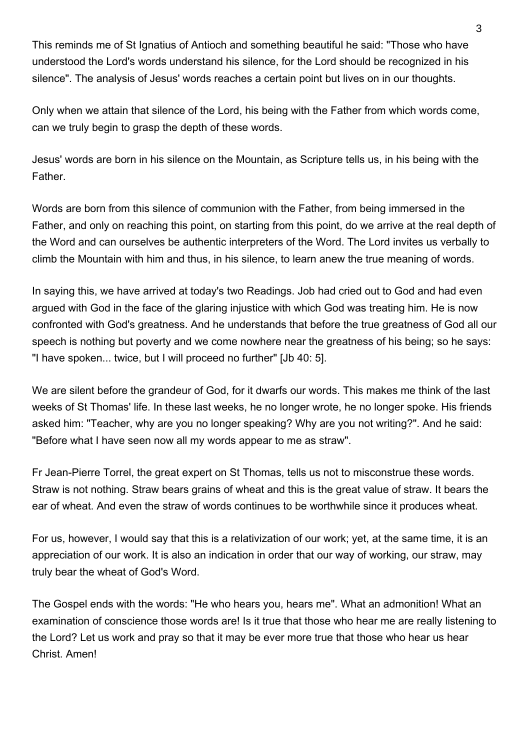This reminds me of St Ignatius of Antioch and something beautiful he said: "Those who have understood the Lord's words understand his silence, for the Lord should be recognized in his silence". The analysis of Jesus' words reaches a certain point but lives on in our thoughts.

Only when we attain that silence of the Lord, his being with the Father from which words come, can we truly begin to grasp the depth of these words.

Jesus' words are born in his silence on the Mountain, as Scripture tells us, in his being with the Father.

Words are born from this silence of communion with the Father, from being immersed in the Father, and only on reaching this point, on starting from this point, do we arrive at the real depth of the Word and can ourselves be authentic interpreters of the Word. The Lord invites us verbally to climb the Mountain with him and thus, in his silence, to learn anew the true meaning of words.

In saying this, we have arrived at today's two Readings. Job had cried out to God and had even argued with God in the face of the glaring injustice with which God was treating him. He is now confronted with God's greatness. And he understands that before the true greatness of God all our speech is nothing but poverty and we come nowhere near the greatness of his being; so he says: "I have spoken... twice, but I will proceed no further" [Jb 40: 5].

We are silent before the grandeur of God, for it dwarfs our words. This makes me think of the last weeks of St Thomas' life. In these last weeks, he no longer wrote, he no longer spoke. His friends asked him: "Teacher, why are you no longer speaking? Why are you not writing?". And he said: "Before what I have seen now all my words appear to me as straw".

Fr Jean-Pierre Torrel, the great expert on St Thomas, tells us not to misconstrue these words. Straw is not nothing. Straw bears grains of wheat and this is the great value of straw. It bears the ear of wheat. And even the straw of words continues to be worthwhile since it produces wheat.

For us, however, I would say that this is a relativization of our work; yet, at the same time, it is an appreciation of our work. It is also an indication in order that our way of working, our straw, may truly bear the wheat of God's Word.

The Gospel ends with the words: "He who hears you, hears me". What an admonition! What an examination of conscience those words are! Is it true that those who hear me are really listening to the Lord? Let us work and pray so that it may be ever more true that those who hear us hear Christ. Amen!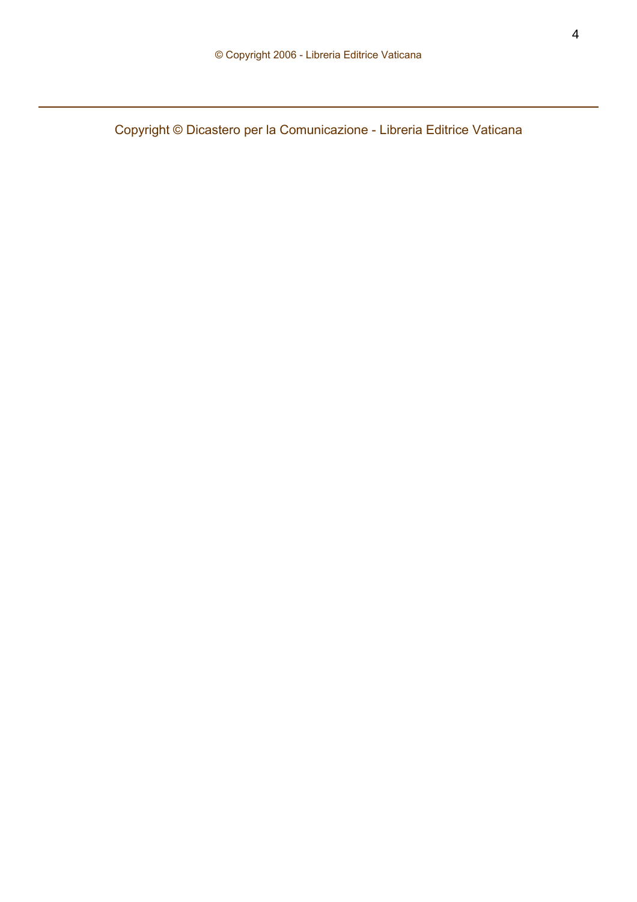Copyright © Dicastero per la Comunicazione - Libreria Editrice Vaticana